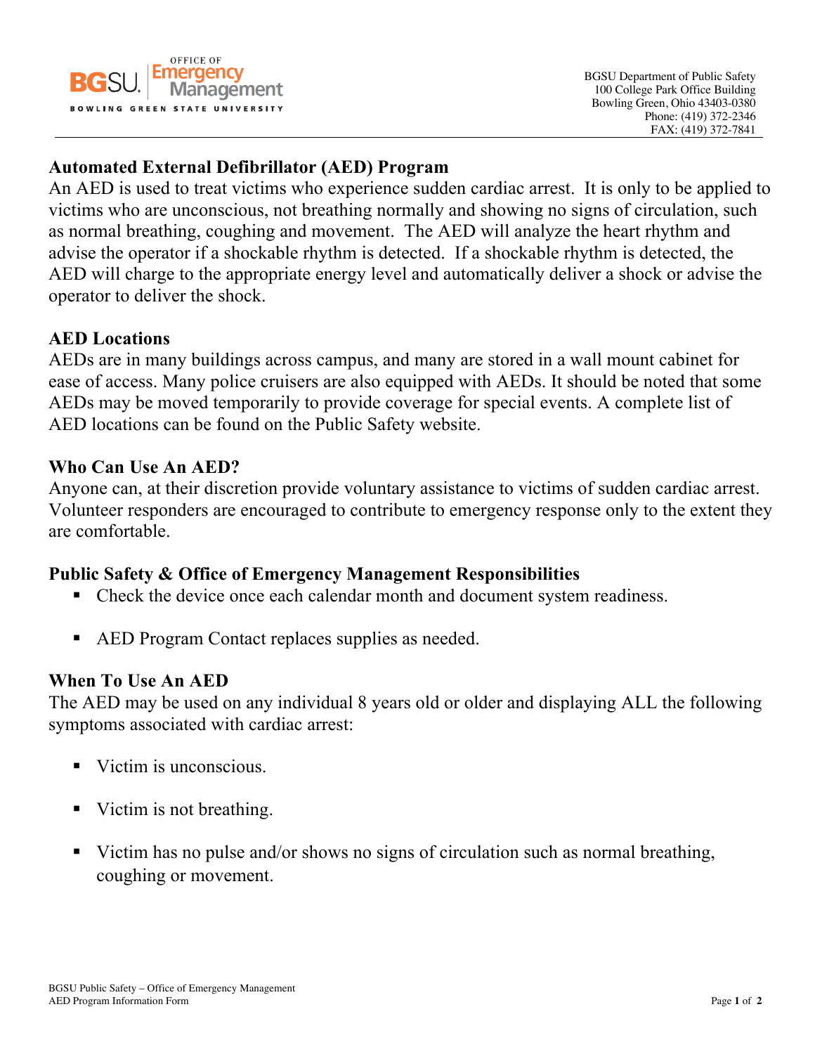BGSU Department of Public Safety
100 College Park Office Building
Bowling Green, Ohio 43403-0380
Phone: (419) 372-2346
FAX: (419) 372-7841

## Automated External Defibrillator (AED) Program

An AED is used to treat victims who experience sudden cardiac arrest. It is only to be applied to victims who are unconscious, not breathing normally and showing no signs of circulation, such as normal breathing, coughing and movement. The AED will analyze the heart rhythm and advise the operator if a shockable rhythm is detected. If a shockable rhythm is detected, the AED will charge to the appropriate energy level and automatically deliver a shock or advise the operator to deliver the shock.

## AED Locations

AEDs are in many buildings across campus, and many are stored in a wall mount cabinet for ease of access. Many police cruisers are also equipped with AEDs. It should be noted that some AEDs may be moved temporarily to provide coverage for special events. A complete list of AED locations can be found on the Public Safety website.

## Who Can Use An AED?

Anyone can, at their discretion provide voluntary assistance to victims of sudden cardiac arrest. Volunteer responders are encouraged to contribute to emergency response only to the extent they are comfortable.

## Public Safety & Office of Emergency Management Responsibilities

- Check the device once each calendar month and document system readiness.
- AED Program Contact replaces supplies as needed.

## When To Use An AED

The AED may be used on any individual 8 years old or older and displaying ALL the following symptoms associated with cardiac arrest:

- Victim is unconscious.
- Victim is not breathing.
- Victim has no pulse and/or shows no signs of circulation such as normal breathing, coughing or movement.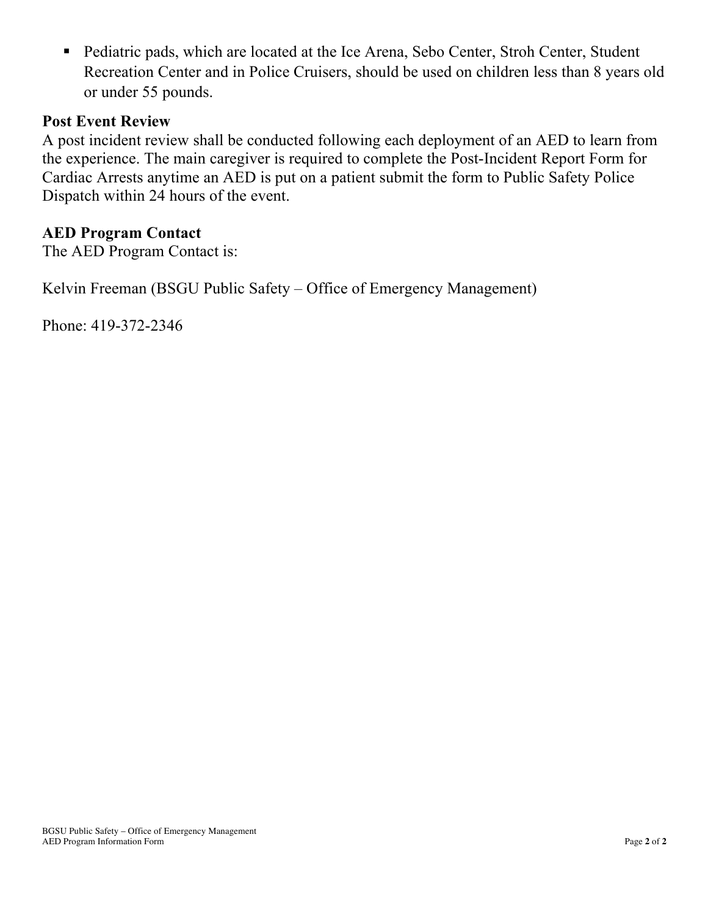- Pediatric pads, which are located at the Ice Arena, Sebo Center, Stroh Center, Student Recreation Center and in Police Cruisers, should be used on children less than 8 years old or under 55 pounds.

**Post Event Review**

A post incident review shall be conducted following each deployment of an AED to learn from the experience. The main caregiver is required to complete the Post-Incident Report Form for Cardiac Arrests anytime an AED is put on a patient submit the form to Public Safety Police Dispatch within 24 hours of the event.

**AED Program Contact**

The AED Program Contact is:

Kelvin Freeman (BSGU Public Safety – Office of Emergency Management)

Phone: 419-372-2346